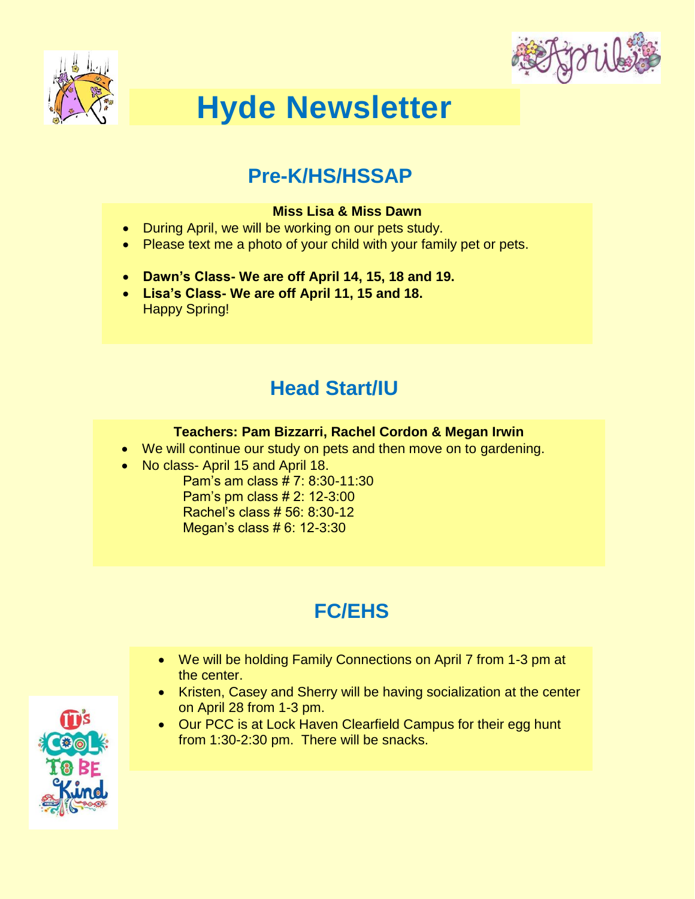# Hyde Newsletter

## Pre-K/HS/HSSAP

**Miss Lisa & Miss Dawn**

- During April, we will be working on our pets study.
- Please text me a photo of your child with your family pet or pets.

- **Dawn's Class- We are off April 14, 15, 18 and 19.**
- **Lisa's Class- We are off April 11, 15 and 18.**
  Happy Spring!

## Head Start/IU

**Teachers: Pam Bizzarri, Rachel Cordon & Megan Irwin**

- We will continue our study on pets and then move on to gardening.
- No class- April 15 and April 18.
  Pam's am class # 7: 8:30-11:30
  Pam's pm class # 2: 12-3:00
  Rachel's class # 56: 8:30-12
  Megan's class # 6: 12-3:30

## FC/EHS

- We will be holding Family Connections on April 7 from 1-3 pm at the center.
- Kristen, Casey and Sherry will be having socialization at the center on April 28 from 1-3 pm.
- Our PCC is at Lock Haven Clearfield Campus for their egg hunt from 1:30-2:30 pm. There will be snacks.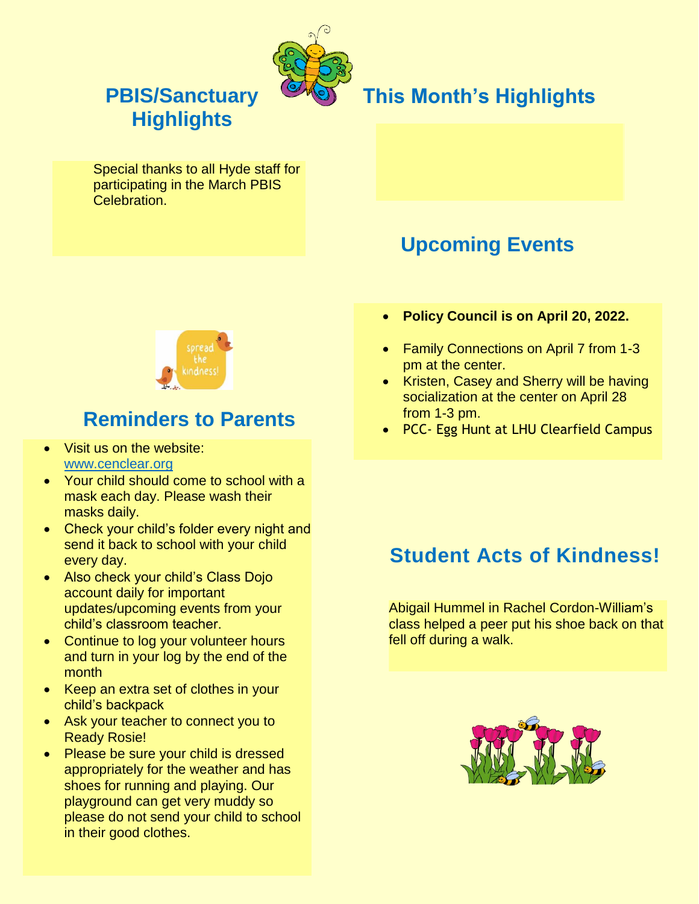## PBIS/Sanctuary Highlights

Special thanks to all Hyde staff for participating in the March PBIS Celebration.

## This Month's Highlights

## Upcoming Events

- **Policy Council is on April 20, 2022.**
- Family Connections on April 7 from 1-3 pm at the center.
- Kristen, Casey and Sherry will be having socialization at the center on April 28 from 1-3 pm.
- PCC- Egg Hunt at LHU Clearfield Campus

spread the kindness!

## Reminders to Parents

- Visit us on the website: [www.cenclear.org](http://www.cenclear.org)
- Your child should come to school with a mask each day. Please wash their masks daily.
- Check your child's folder every night and send it back to school with your child every day.
- Also check your child's Class Dojo account daily for important updates/upcoming events from your child's classroom teacher.
- Continue to log your volunteer hours and turn in your log by the end of the month
- Keep an extra set of clothes in your child's backpack
- Ask your teacher to connect you to Ready Rosie!
- Please be sure your child is dressed appropriately for the weather and has shoes for running and playing. Our playground can get very muddy so please do not send your child to school in their good clothes.

## Student Acts of Kindness!

Abigail Hummel in Rachel Cordon-William's class helped a peer put his shoe back on that fell off during a walk.